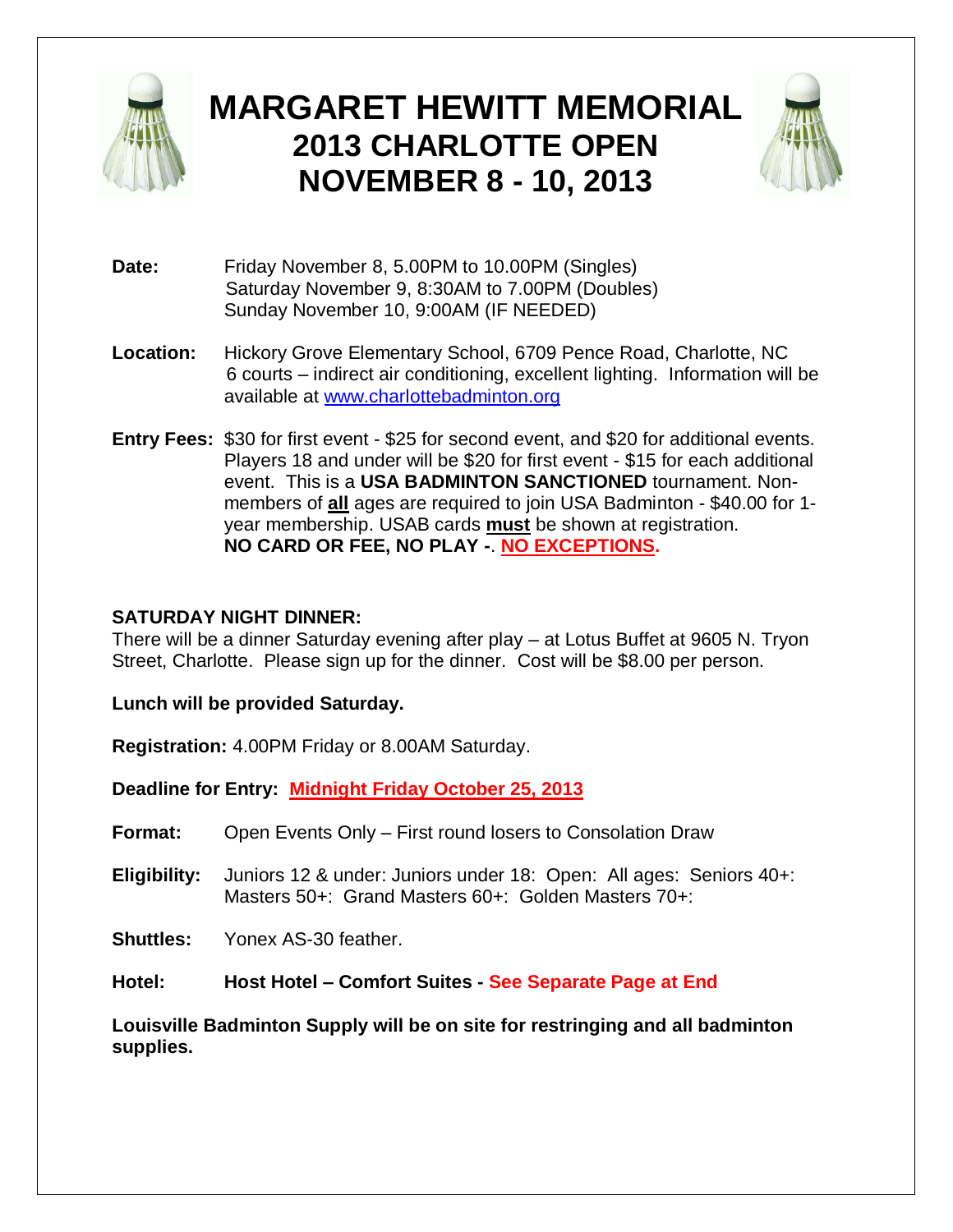# MARGARET HEWITT MEMORIAL
## 2013 CHARLOTTE OPEN
## NOVEMBER 8 - 10, 2013

**Date:** Friday November 8, 5.00PM to 10.00PM (Singles)
Saturday November 9, 8:30AM to 7.00PM (Doubles)
Sunday November 10, 9:00AM (IF NEEDED)

**Location:** Hickory Grove Elementary School, 6709 Pence Road, Charlotte, NC
6 courts – indirect air conditioning, excellent lighting. Information will be available at www.charlottebadminton.org

**Entry Fees:** $30 for first event - $25 for second event, and $20 for additional events. Players 18 and under will be $20 for first event - $15 for each additional event. This is a **USA BADMINTON SANCTIONED** tournament. Non-members of **all** ages are required to join USA Badminton - $40.00 for 1-year membership. USAB cards **must** be shown at registration.
**NO CARD OR FEE, NO PLAY -**. **NO EXCEPTIONS.**

**SATURDAY NIGHT DINNER:**
There will be a dinner Saturday evening after play – at Lotus Buffet at 9605 N. Tryon Street, Charlotte. Please sign up for the dinner. Cost will be $8.00 per person.

**Lunch will be provided Saturday.**

**Registration:** 4.00PM Friday or 8.00AM Saturday.

**Deadline for Entry:** **Midnight Friday October 25, 2013**

**Format:** Open Events Only – First round losers to Consolation Draw

**Eligibility:** Juniors 12 & under: Juniors under 18: Open: All ages: Seniors 40+: Masters 50+: Grand Masters 60+: Golden Masters 70+:

**Shuttles:** Yonex AS-30 feather.

**Hotel:** **Host Hotel – Comfort Suites - See Separate Page at End**

**Louisville Badminton Supply will be on site for restringing and all badminton supplies.**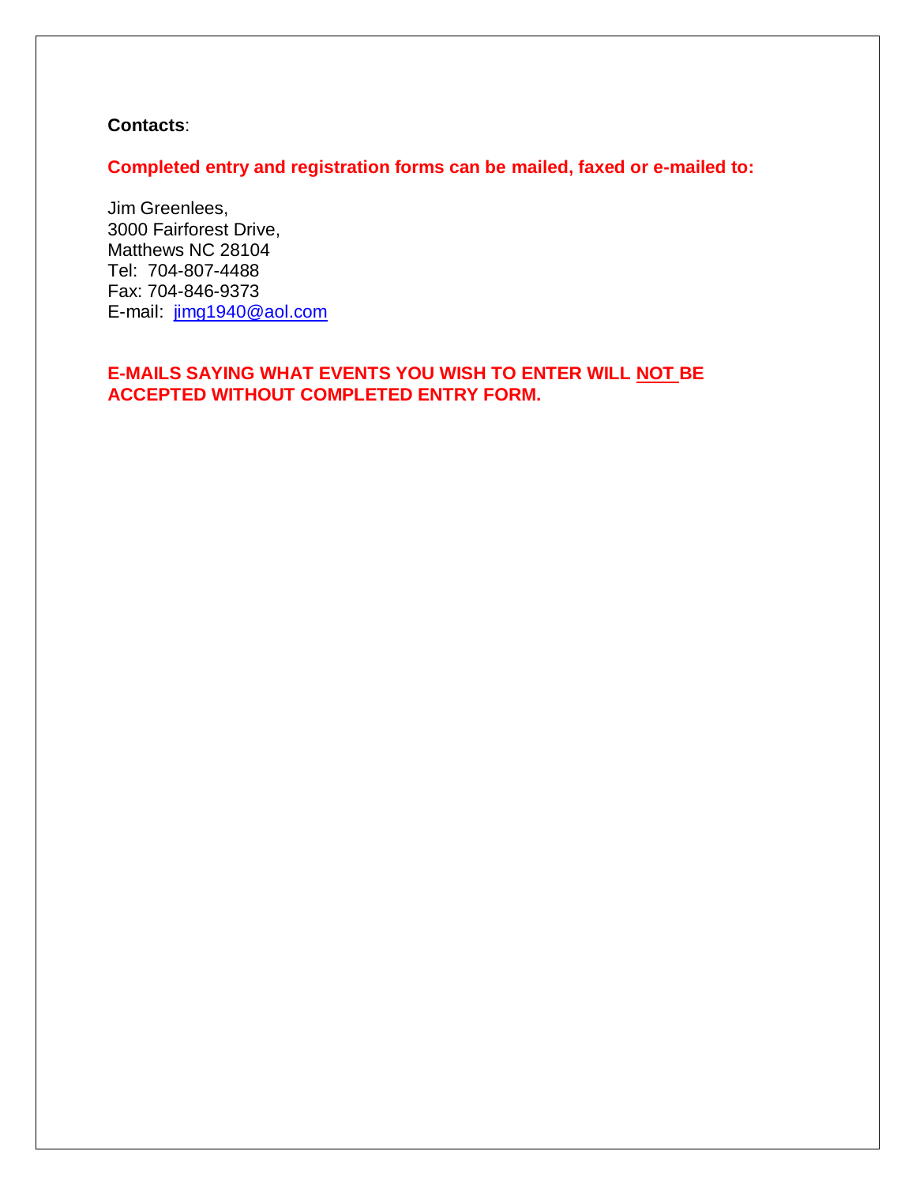**Contacts**:

**Completed entry and registration forms can be mailed, faxed or e-mailed to:**

Jim Greenlees,  
3000 Fairforest Drive,  
Matthews NC 28104  
Tel: 704-807-4488  
Fax: 704-846-9373  
E-mail: jimg1940@aol.com

**E-MAILS SAYING WHAT EVENTS YOU WISH TO ENTER WILL NOT BE ACCEPTED WITHOUT COMPLETED ENTRY FORM.**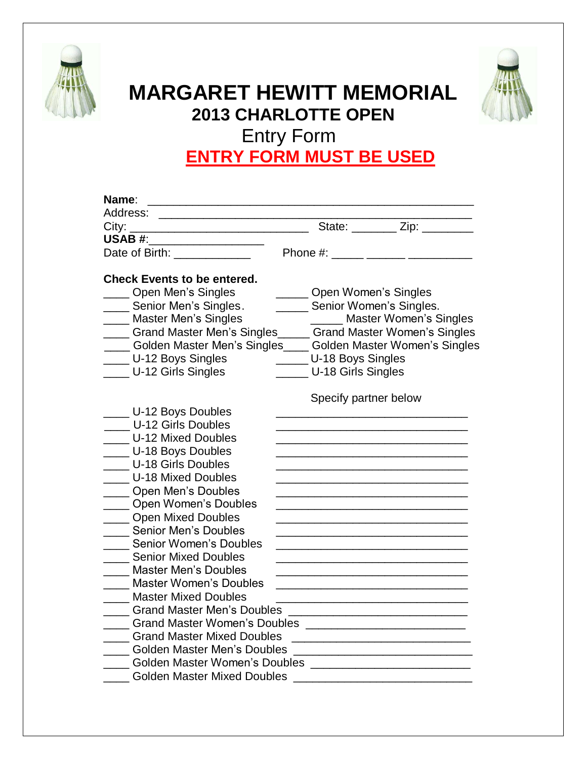# MARGARET HEWITT MEMORIAL

## 2013 CHARLOTTE OPEN

Entry Form

**ENTRY FORM MUST BE USED**

**Name**: ______________________________________________

Address: ______________________________________________

City: ___________________________ State: _______ Zip: ________

**USAB #**:_________________

Date of Birth: ____________ Phone #: _____ ______ __________

**Check Events to be entered.**

____ Open Men's Singles

____ Senior Men's Singles.

____ Master Men's Singles

____ Grand Master Men's Singles

____ Golden Master Men's Singles

____ U-12 Boys Singles

____ U-12 Girls Singles

_____ Open Women's Singles

_____ Senior Women's Singles.

_____ Master Women's Singles

_____ Grand Master Women's Singles

_____ Golden Master Women's Singles

_____ U-18 Boys Singles

_____ U-18 Girls Singles

| Event | Specify partner below |
|---|---|
| ____ U-12 Boys Doubles | ______________________________ |
| ____ U-12 Girls Doubles | ______________________________ |
| ____ U-12 Mixed Doubles | ______________________________ |
| ____ U-18 Boys Doubles | ______________________________ |
| ____ U-18 Girls Doubles | ______________________________ |
| ____ U-18 Mixed Doubles | ______________________________ |
| ____ Open Men's Doubles | ______________________________ |
| ____ Open Women's Doubles | ______________________________ |
| ____ Open Mixed Doubles | ______________________________ |
| ____ Senior Men's Doubles | ______________________________ |
| ____ Senior Women's Doubles | ______________________________ |
| ____ Senior Mixed Doubles | ______________________________ |
| ____ Master Men's Doubles | ______________________________ |
| ____ Master Women's Doubles | ______________________________ |
| ____ Master Mixed Doubles | ______________________________ |
| ____ Grand Master Men's Doubles | ____________________________ |
| ____ Grand Master Women's Doubles | _________________________ |
| ____ Grand Master Mixed Doubles | ____________________________ |
| ____ Golden Master Men's Doubles | ____________________________ |
| ____ Golden Master Women's Doubles | _________________________ |
| ____ Golden Master Mixed Doubles | ____________________________ |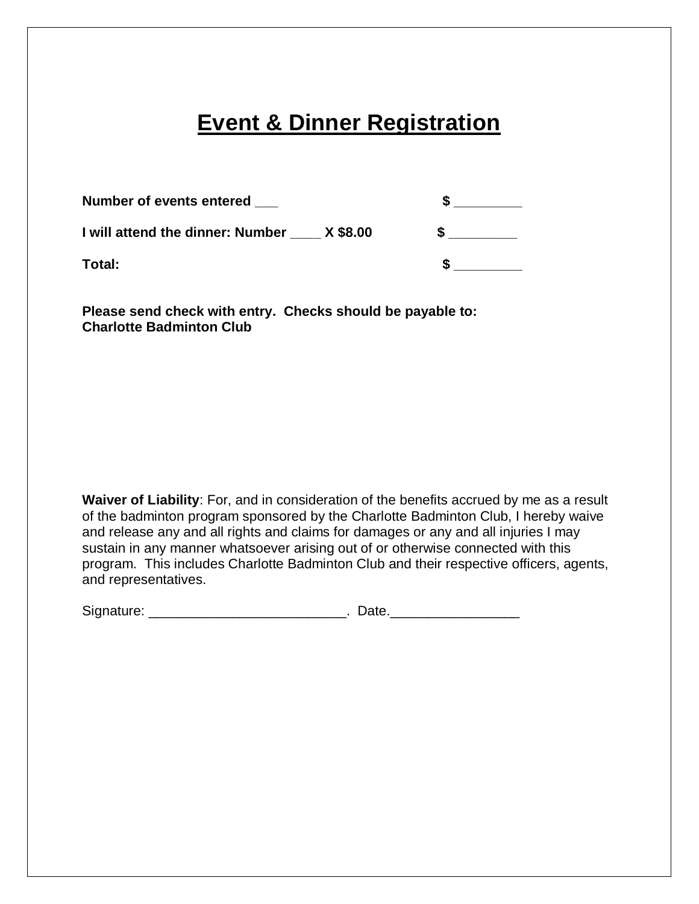# Event & Dinner Registration

**Number of events entered ___ $ _________**

**I will attend the dinner: Number ____ X $8.00 $ _________**

**Total: $ _________**

**Please send check with entry. Checks should be payable to:**
**Charlotte Badminton Club**

**Waiver of Liability**: For, and in consideration of the benefits accrued by me as a result of the badminton program sponsored by the Charlotte Badminton Club, I hereby waive and release any and all rights and claims for damages or any and all injuries I may sustain in any manner whatsoever arising out of or otherwise connected with this program. This includes Charlotte Badminton Club and their respective officers, agents, and representatives.

Signature: __________________________. Date.________________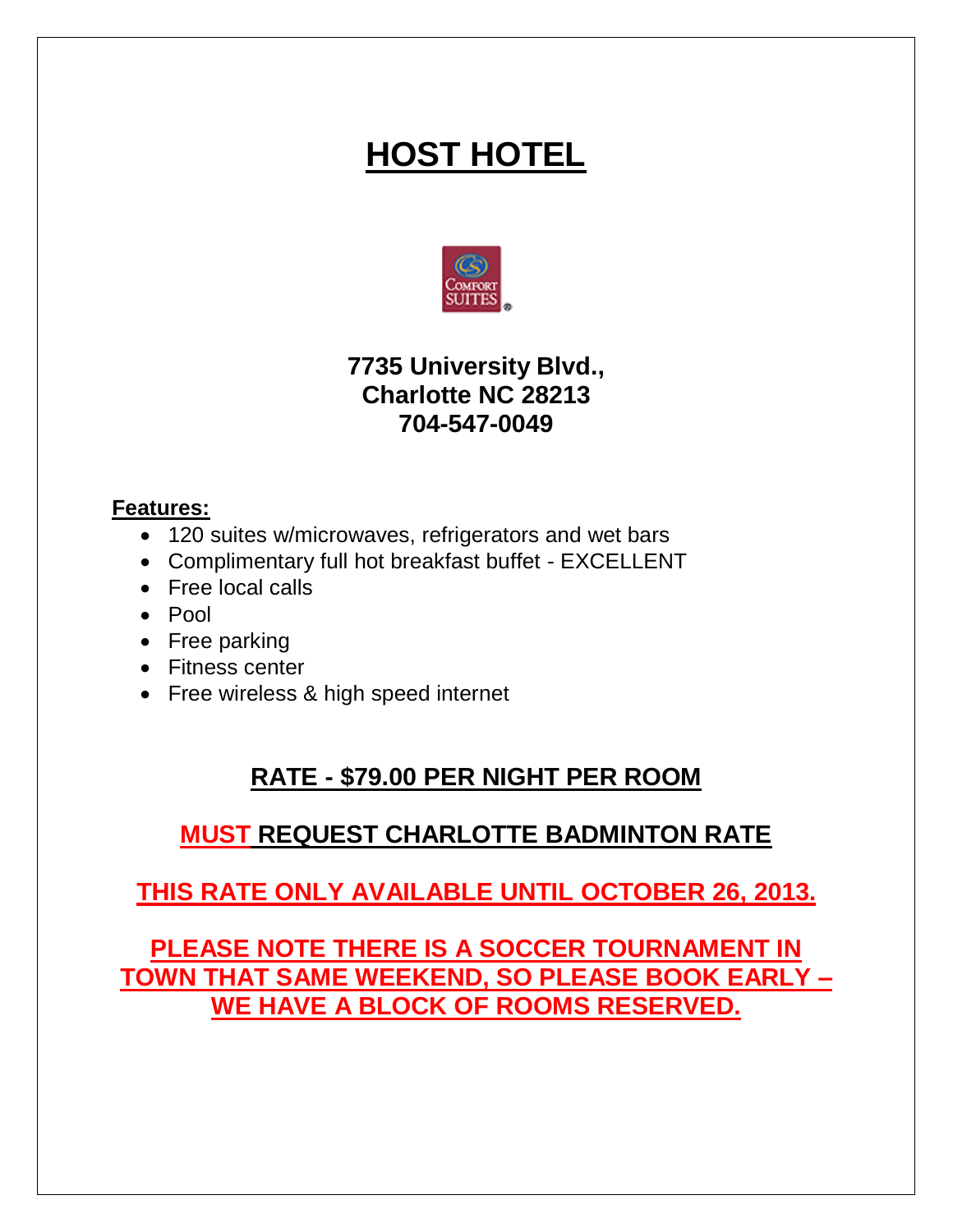# HOST HOTEL

**7735 University Blvd.,**
**Charlotte NC 28213**
**704-547-0049**

**Features:**

- 120 suites w/microwaves, refrigerators and wet bars
- Complimentary full hot breakfast buffet - EXCELLENT
- Free local calls
- Pool
- Free parking
- Fitness center
- Free wireless & high speed internet

## RATE - $79.00 PER NIGHT PER ROOM

## MUST REQUEST CHARLOTTE BADMINTON RATE

## THIS RATE ONLY AVAILABLE UNTIL OCTOBER 26, 2013.

## PLEASE NOTE THERE IS A SOCCER TOURNAMENT IN TOWN THAT SAME WEEKEND, SO PLEASE BOOK EARLY – WE HAVE A BLOCK OF ROOMS RESERVED.